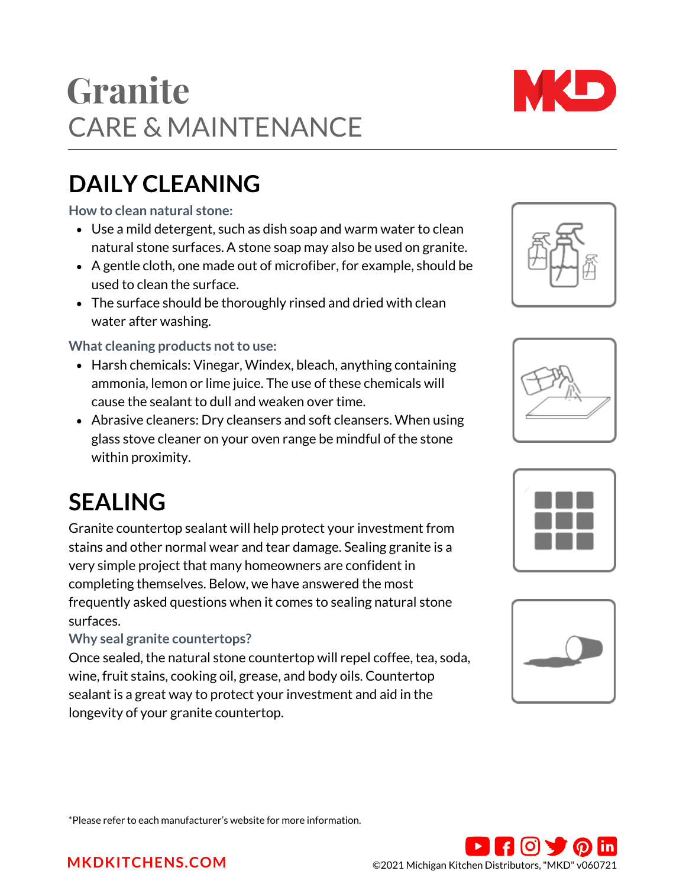# Granite
CARE & MAINTENANCE

## DAILY CLEANING

### How to clean natural stone:

- Use a mild detergent, such as dish soap and warm water to clean natural stone surfaces. A stone soap may also be used on granite.
- A gentle cloth, one made out of microfiber, for example, should be used to clean the surface.
- The surface should be thoroughly rinsed and dried with clean water after washing.

### What cleaning products not to use:

- Harsh chemicals: Vinegar, Windex, bleach, anything containing ammonia, lemon or lime juice. The use of these chemicals will cause the sealant to dull and weaken over time.
- Abrasive cleaners: Dry cleansers and soft cleansers. When using glass stove cleaner on your oven range be mindful of the stone within proximity.

## SEALING

Granite countertop sealant will help protect your investment from stains and other normal wear and tear damage. Sealing granite is a very simple project that many homeowners are confident in completing themselves. Below, we have answered the most frequently asked questions when it comes to sealing natural stone surfaces.

### Why seal granite countertops?

Once sealed, the natural stone countertop will repel coffee, tea, soda, wine, fruit stains, cooking oil, grease, and body oils. Countertop sealant is a great way to protect your investment and aid in the longevity of your granite countertop.

*Please refer to each manufacturer's website for more information.

MKDKITCHENS.COM

©2021 Michigan Kitchen Distributors, "MKD" v060721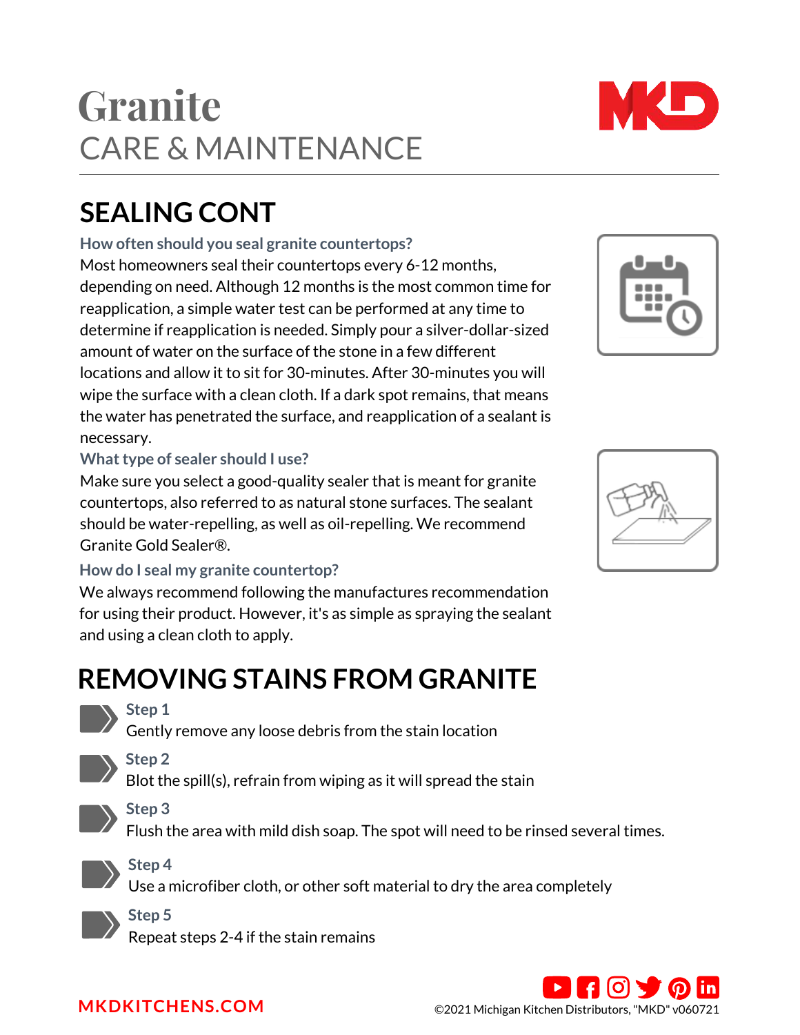# Granite
## CARE & MAINTENANCE

## SEALING CONT

### How often should you seal granite countertops?

Most homeowners seal their countertops every 6-12 months, depending on need. Although 12 months is the most common time for reapplication, a simple water test can be performed at any time to determine if reapplication is needed. Simply pour a silver-dollar-sized amount of water on the surface of the stone in a few different locations and allow it to sit for 30-minutes. After 30-minutes you will wipe the surface with a clean cloth. If a dark spot remains, that means the water has penetrated the surface, and reapplication of a sealant is necessary.

### What type of sealer should I use?

Make sure you select a good-quality sealer that is meant for granite countertops, also referred to as natural stone surfaces. The sealant should be water-repelling, as well as oil-repelling. We recommend Granite Gold Sealer®.

### How do I seal my granite countertop?

We always recommend following the manufactures recommendation for using their product. However, it's as simple as spraying the sealant and using a clean cloth to apply.

## REMOVING STAINS FROM GRANITE

**Step 1**
Gently remove any loose debris from the stain location

**Step 2**
Blot the spill(s), refrain from wiping as it will spread the stain

**Step 3**
Flush the area with mild dish soap. The spot will need to be rinsed several times.

**Step 4**
Use a microfiber cloth, or other soft material to dry the area completely

**Step 5**
Repeat steps 2-4 if the stain remains

MKDKITCHENS.COM

©2021 Michigan Kitchen Distributors, "MKD" v060721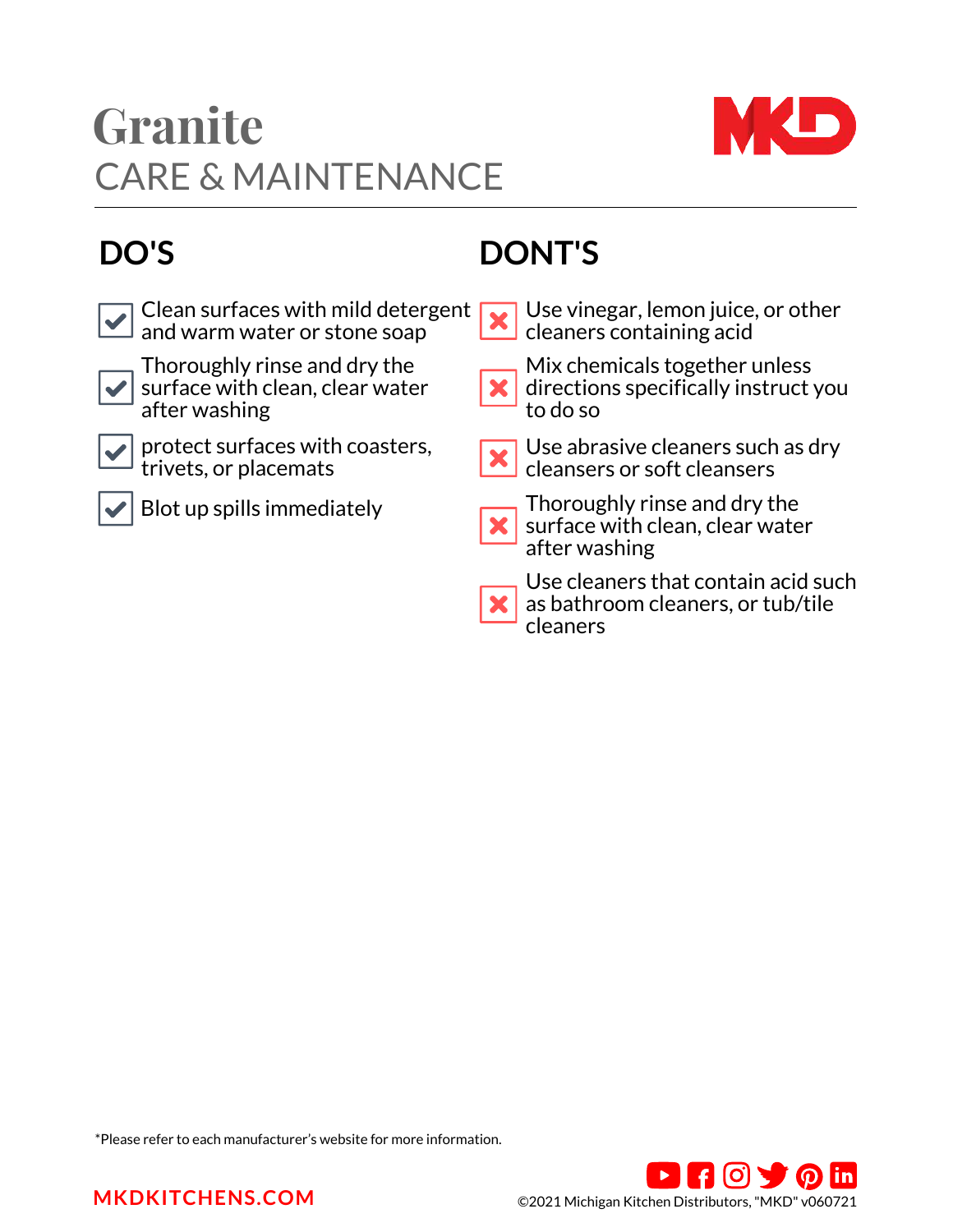# Granite

## CARE & MAINTENANCE

### DO'S

- Clean surfaces with mild detergent and warm water or stone soap
- Thoroughly rinse and dry the surface with clean, clear water after washing
- protect surfaces with coasters, trivets, or placemats
- Blot up spills immediately

### DONT'S

- Use vinegar, lemon juice, or other cleaners containing acid
- Mix chemicals together unless directions specifically instruct you to do so
- Use abrasive cleaners such as dry cleansers or soft cleansers
- Thoroughly rinse and dry the surface with clean, clear water after washing
- Use cleaners that contain acid such as bathroom cleaners, or tub/tile cleaners

*Please refer to each manufacturer's website for more information.

MKDKITCHENS.COM

©2021 Michigan Kitchen Distributors, "MKD" v060721